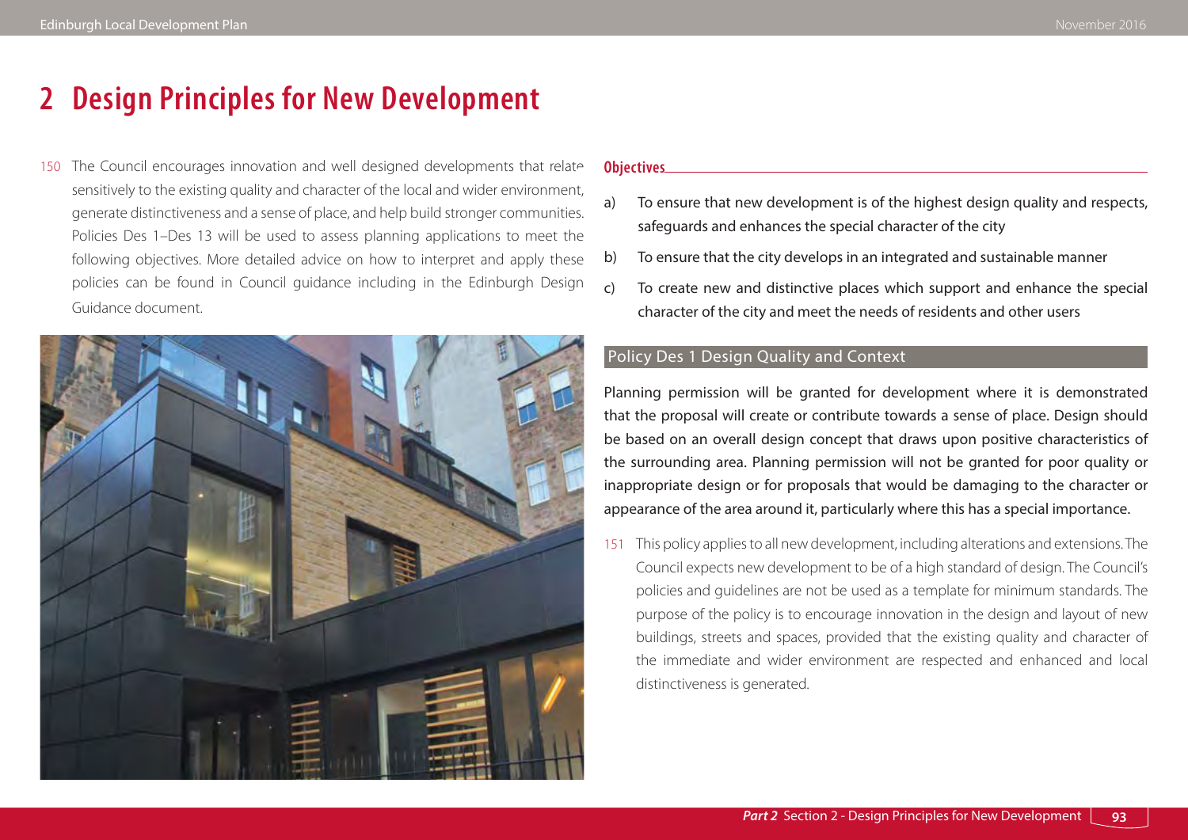# 2 Design Principles for New Development

150 The Council encourages innovation and well designed developments that relate sensitively to the existing quality and character of the local and wider environment, generate distinctiveness and a sense of place, and help build stronger communities. Policies Des 1–Des 13 will be used to assess planning applications to meet the following objectives. More detailed advice on how to interpret and apply these policies can be found in Council guidance including in the Edinburgh Design Guidance document.

**Objectives**

a) To ensure that new development is of the highest design quality and respects, safeguards and enhances the special character of the city

b) To ensure that the city develops in an integrated and sustainable manner

c) To create new and distinctive places which support and enhance the special character of the city and meet the needs of residents and other users

## Policy Des 1 Design Quality and Context

Planning permission will be granted for development where it is demonstrated that the proposal will create or contribute towards a sense of place. Design should be based on an overall design concept that draws upon positive characteristics of the surrounding area. Planning permission will not be granted for poor quality or inappropriate design or for proposals that would be damaging to the character or appearance of the area around it, particularly where this has a special importance.

151 This policy applies to all new development, including alterations and extensions. The Council expects new development to be of a high standard of design. The Council's policies and guidelines are not be used as a template for minimum standards. The purpose of the policy is to encourage innovation in the design and layout of new buildings, streets and spaces, provided that the existing quality and character of the immediate and wider environment are respected and enhanced and local distinctiveness is generated.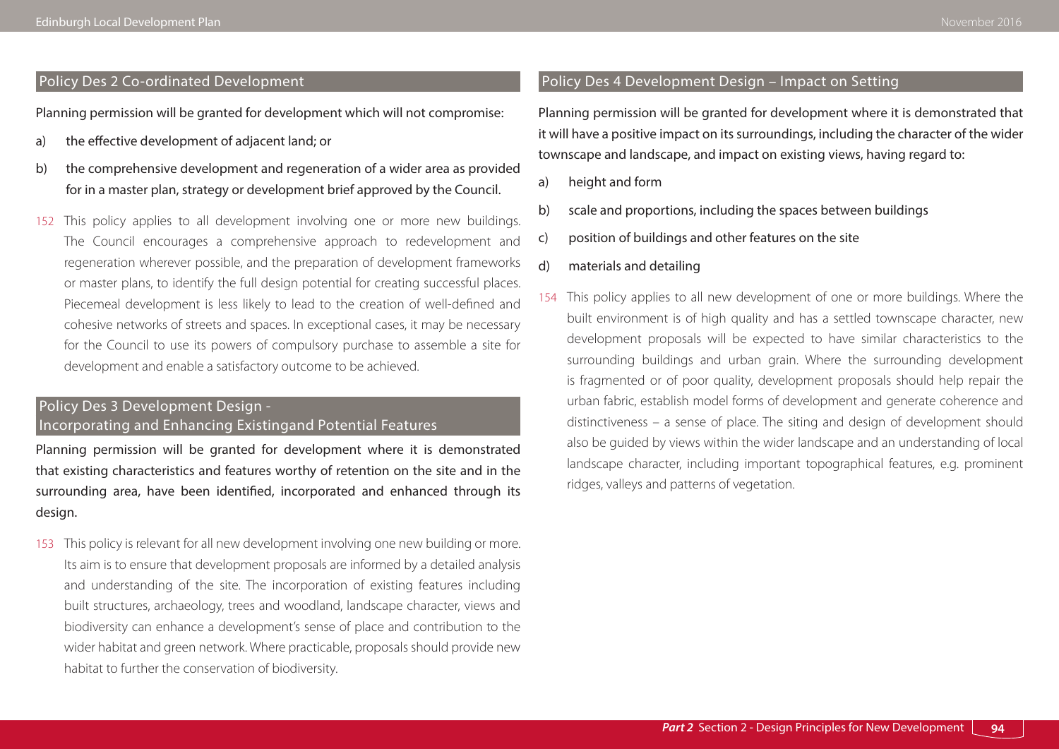## Policy Des 2 Co-ordinated Development

**Planning permission will be granted for development which will not compromise:**

a) **the effective development of adjacent land; or**

b) **the comprehensive development and regeneration of a wider area as provided for in a master plan, strategy or development brief approved by the Council.**

152 This policy applies to all development involving one or more new buildings. The Council encourages a comprehensive approach to redevelopment and regeneration wherever possible, and the preparation of development frameworks or master plans, to identify the full design potential for creating successful places. Piecemeal development is less likely to lead to the creation of well-defined and cohesive networks of streets and spaces. In exceptional cases, it may be necessary for the Council to use its powers of compulsory purchase to assemble a site for development and enable a satisfactory outcome to be achieved.

## Policy Des 3 Development Design - Incorporating and Enhancing Existingand Potential Features

**Planning permission will be granted for development where it is demonstrated that existing characteristics and features worthy of retention on the site and in the surrounding area, have been identified, incorporated and enhanced through its design.**

153 This policy is relevant for all new development involving one new building or more. Its aim is to ensure that development proposals are informed by a detailed analysis and understanding of the site. The incorporation of existing features including built structures, archaeology, trees and woodland, landscape character, views and biodiversity can enhance a development's sense of place and contribution to the wider habitat and green network. Where practicable, proposals should provide new habitat to further the conservation of biodiversity.

## Policy Des 4 Development Design – Impact on Setting

**Planning permission will be granted for development where it is demonstrated that it will have a positive impact on its surroundings, including the character of the wider townscape and landscape, and impact on existing views, having regard to:**

a) **height and form**

b) **scale and proportions, including the spaces between buildings**

c) **position of buildings and other features on the site**

d) **materials and detailing**

154 This policy applies to all new development of one or more buildings. Where the built environment is of high quality and has a settled townscape character, new development proposals will be expected to have similar characteristics to the surrounding buildings and urban grain. Where the surrounding development is fragmented or of poor quality, development proposals should help repair the urban fabric, establish model forms of development and generate coherence and distinctiveness – a sense of place. The siting and design of development should also be guided by views within the wider landscape and an understanding of local landscape character, including important topographical features, e.g. prominent ridges, valleys and patterns of vegetation.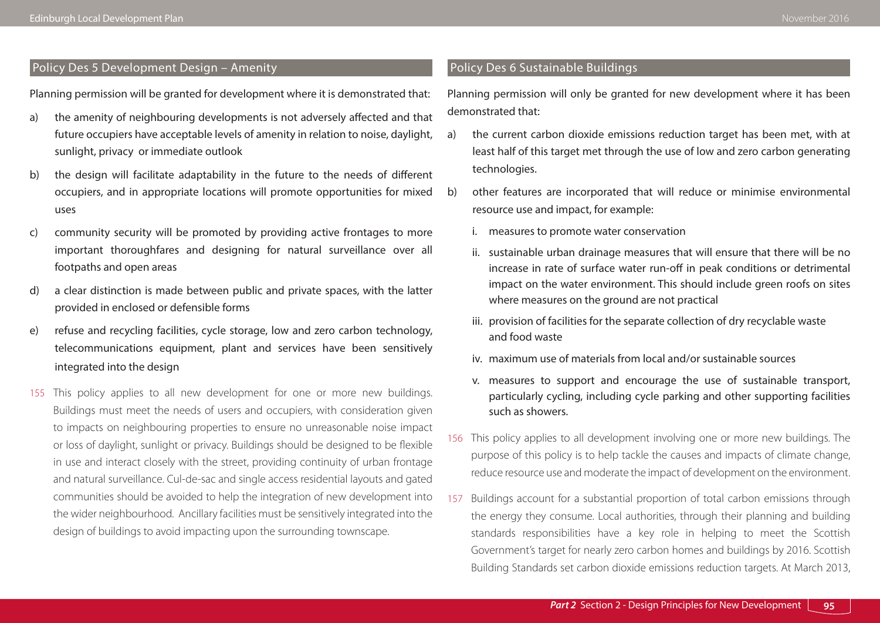## Policy Des 5 Development Design – Amenity

Planning permission will be granted for development where it is demonstrated that:

a) the amenity of neighbouring developments is not adversely affected and that future occupiers have acceptable levels of amenity in relation to noise, daylight, sunlight, privacy or immediate outlook

b) the design will facilitate adaptability in the future to the needs of different occupiers, and in appropriate locations will promote opportunities for mixed uses

c) community security will be promoted by providing active frontages to more important thoroughfares and designing for natural surveillance over all footpaths and open areas

d) a clear distinction is made between public and private spaces, with the latter provided in enclosed or defensible forms

e) refuse and recycling facilities, cycle storage, low and zero carbon technology, telecommunications equipment, plant and services have been sensitively integrated into the design

155 This policy applies to all new development for one or more new buildings. Buildings must meet the needs of users and occupiers, with consideration given to impacts on neighbouring properties to ensure no unreasonable noise impact or loss of daylight, sunlight or privacy. Buildings should be designed to be flexible in use and interact closely with the street, providing continuity of urban frontage and natural surveillance. Cul-de-sac and single access residential layouts and gated communities should be avoided to help the integration of new development into the wider neighbourhood. Ancillary facilities must be sensitively integrated into the design of buildings to avoid impacting upon the surrounding townscape.

## Policy Des 6 Sustainable Buildings

Planning permission will only be granted for new development where it has been demonstrated that:

a) the current carbon dioxide emissions reduction target has been met, with at least half of this target met through the use of low and zero carbon generating technologies.

b) other features are incorporated that will reduce or minimise environmental resource use and impact, for example:

   i. measures to promote water conservation

   ii. sustainable urban drainage measures that will ensure that there will be no increase in rate of surface water run-off in peak conditions or detrimental impact on the water environment. This should include green roofs on sites where measures on the ground are not practical

   iii. provision of facilities for the separate collection of dry recyclable waste and food waste

   iv. maximum use of materials from local and/or sustainable sources

   v. measures to support and encourage the use of sustainable transport, particularly cycling, including cycle parking and other supporting facilities such as showers.

156 This policy applies to all development involving one or more new buildings. The purpose of this policy is to help tackle the causes and impacts of climate change, reduce resource use and moderate the impact of development on the environment.

157 Buildings account for a substantial proportion of total carbon emissions through the energy they consume. Local authorities, through their planning and building standards responsibilities have a key role in helping to meet the Scottish Government's target for nearly zero carbon homes and buildings by 2016. Scottish Building Standards set carbon dioxide emissions reduction targets. At March 2013,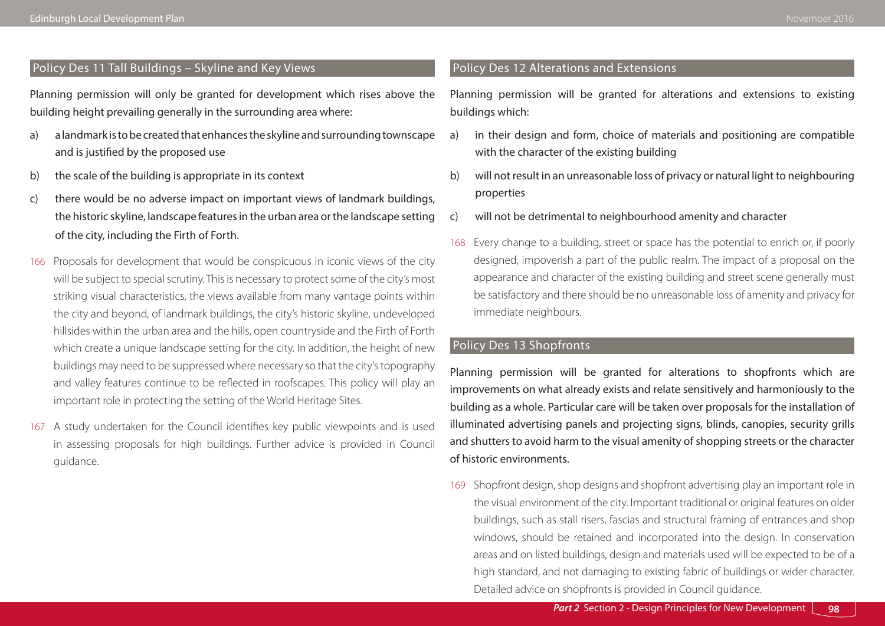## Policy Des 11 Tall Buildings – Skyline and Key Views

**Planning permission will only be granted for development which rises above the building height prevailing generally in the surrounding area where:**

a) a landmark is to be created that enhances the skyline and surrounding townscape and is justified by the proposed use

b) the scale of the building is appropriate in its context

c) there would be no adverse impact on important views of landmark buildings, the historic skyline, landscape features in the urban area or the landscape setting of the city, including the Firth of Forth.

166 Proposals for development that would be conspicuous in iconic views of the city will be subject to special scrutiny. This is necessary to protect some of the city's most striking visual characteristics, the views available from many vantage points within the city and beyond, of landmark buildings, the city's historic skyline, undeveloped hillsides within the urban area and the hills, open countryside and the Firth of Forth which create a unique landscape setting for the city. In addition, the height of new buildings may need to be suppressed where necessary so that the city's topography and valley features continue to be reflected in roofscapes. This policy will play an important role in protecting the setting of the World Heritage Sites.

167 A study undertaken for the Council identifies key public viewpoints and is used in assessing proposals for high buildings. Further advice is provided in Council guidance.

## Policy Des 12 Alterations and Extensions

**Planning permission will be granted for alterations and extensions to existing buildings which:**

a) in their design and form, choice of materials and positioning are compatible with the character of the existing building

b) will not result in an unreasonable loss of privacy or natural light to neighbouring properties

c) will not be detrimental to neighbourhood amenity and character

168 Every change to a building, street or space has the potential to enrich or, if poorly designed, impoverish a part of the public realm. The impact of a proposal on the appearance and character of the existing building and street scene generally must be satisfactory and there should be no unreasonable loss of amenity and privacy for immediate neighbours.

## Policy Des 13 Shopfronts

**Planning permission will be granted for alterations to shopfronts which are improvements on what already exists and relate sensitively and harmoniously to the building as a whole. Particular care will be taken over proposals for the installation of illuminated advertising panels and projecting signs, blinds, canopies, security grills and shutters to avoid harm to the visual amenity of shopping streets or the character of historic environments.**

169 Shopfront design, shop designs and shopfront advertising play an important role in the visual environment of the city. Important traditional or original features on older buildings, such as stall risers, fascias and structural framing of entrances and shop windows, should be retained and incorporated into the design. In conservation areas and on listed buildings, design and materials used will be expected to be of a high standard, and not damaging to existing fabric of buildings or wider character. Detailed advice on shopfronts is provided in Council guidance.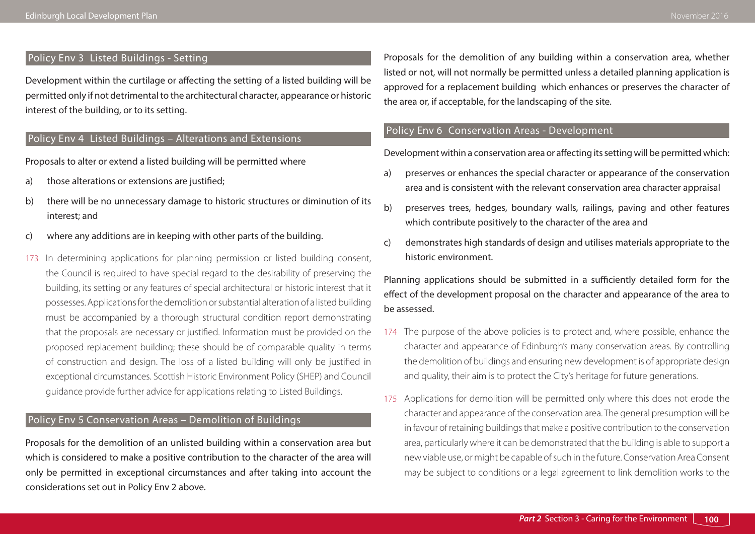## Policy Env 3 Listed Buildings - Setting

Development within the curtilage or affecting the setting of a listed building will be permitted only if not detrimental to the architectural character, appearance or historic interest of the building, or to its setting.

## Policy Env 4 Listed Buildings – Alterations and Extensions

Proposals to alter or extend a listed building will be permitted where

a) those alterations or extensions are justified;

b) there will be no unnecessary damage to historic structures or diminution of its interest; and

c) where any additions are in keeping with other parts of the building.

173 In determining applications for planning permission or listed building consent, the Council is required to have special regard to the desirability of preserving the building, its setting or any features of special architectural or historic interest that it possesses. Applications for the demolition or substantial alteration of a listed building must be accompanied by a thorough structural condition report demonstrating that the proposals are necessary or justified. Information must be provided on the proposed replacement building; these should be of comparable quality in terms of construction and design. The loss of a listed building will only be justified in exceptional circumstances. Scottish Historic Environment Policy (SHEP) and Council guidance provide further advice for applications relating to Listed Buildings.

## Policy Env 5 Conservation Areas – Demolition of Buildings

Proposals for the demolition of an unlisted building within a conservation area but which is considered to make a positive contribution to the character of the area will only be permitted in exceptional circumstances and after taking into account the considerations set out in Policy Env 2 above.

Proposals for the demolition of any building within a conservation area, whether listed or not, will not normally be permitted unless a detailed planning application is approved for a replacement building which enhances or preserves the character of the area or, if acceptable, for the landscaping of the site.

## Policy Env 6 Conservation Areas - Development

Development within a conservation area or affecting its setting will be permitted which:

a) preserves or enhances the special character or appearance of the conservation area and is consistent with the relevant conservation area character appraisal

b) preserves trees, hedges, boundary walls, railings, paving and other features which contribute positively to the character of the area and

c) demonstrates high standards of design and utilises materials appropriate to the historic environment.

Planning applications should be submitted in a sufficiently detailed form for the effect of the development proposal on the character and appearance of the area to be assessed.

174 The purpose of the above policies is to protect and, where possible, enhance the character and appearance of Edinburgh's many conservation areas. By controlling the demolition of buildings and ensuring new development is of appropriate design and quality, their aim is to protect the City's heritage for future generations.

175 Applications for demolition will be permitted only where this does not erode the character and appearance of the conservation area. The general presumption will be in favour of retaining buildings that make a positive contribution to the conservation area, particularly where it can be demonstrated that the building is able to support a new viable use, or might be capable of such in the future. Conservation Area Consent may be subject to conditions or a legal agreement to link demolition works to the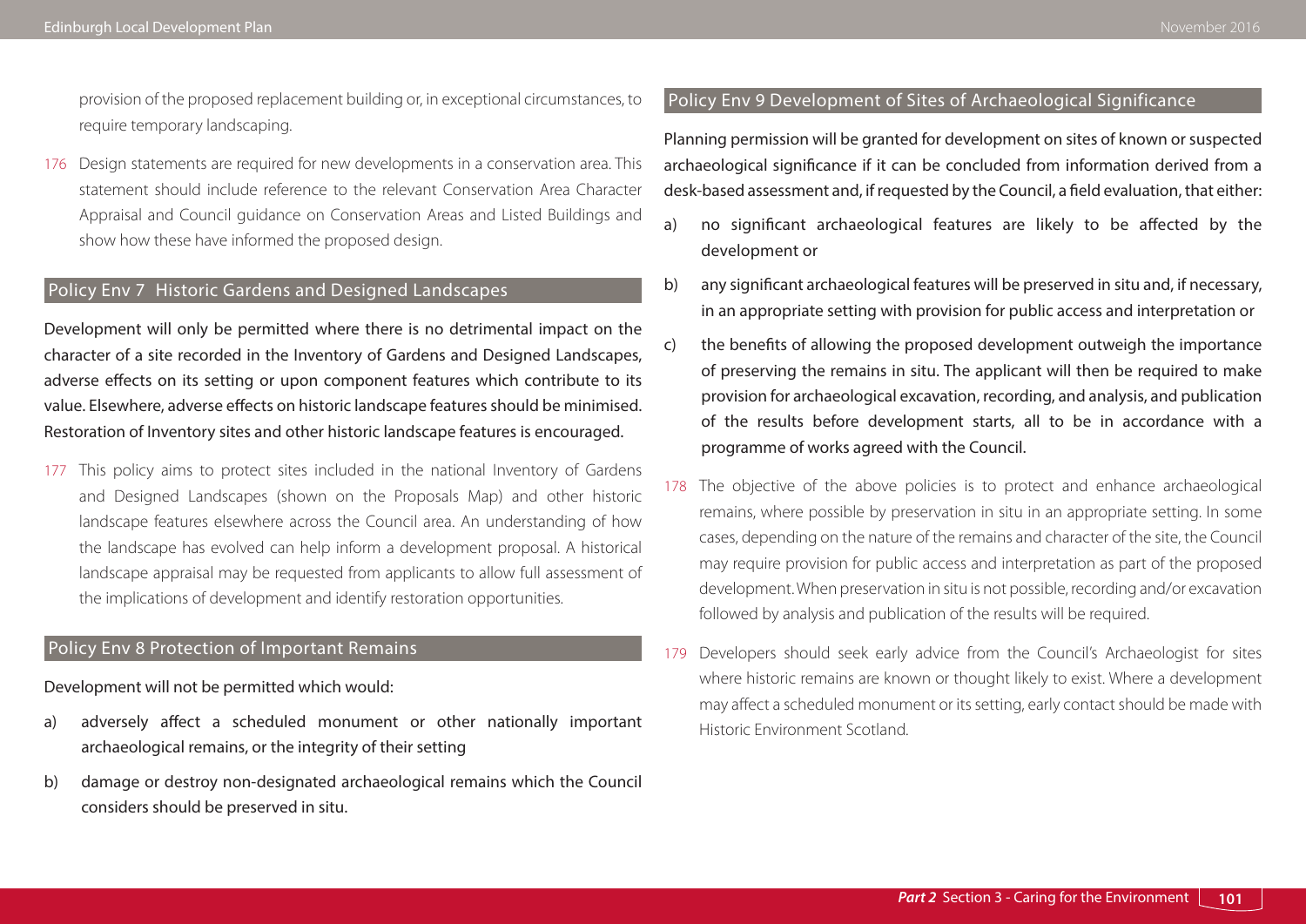provision of the proposed replacement building or, in exceptional circumstances, to require temporary landscaping.

176 Design statements are required for new developments in a conservation area. This statement should include reference to the relevant Conservation Area Character Appraisal and Council guidance on Conservation Areas and Listed Buildings and show how these have informed the proposed design.

## Policy Env 7 Historic Gardens and Designed Landscapes

Development will only be permitted where there is no detrimental impact on the character of a site recorded in the Inventory of Gardens and Designed Landscapes, adverse effects on its setting or upon component features which contribute to its value. Elsewhere, adverse effects on historic landscape features should be minimised. Restoration of Inventory sites and other historic landscape features is encouraged.

177 This policy aims to protect sites included in the national Inventory of Gardens and Designed Landscapes (shown on the Proposals Map) and other historic landscape features elsewhere across the Council area. An understanding of how the landscape has evolved can help inform a development proposal. A historical landscape appraisal may be requested from applicants to allow full assessment of the implications of development and identify restoration opportunities.

## Policy Env 8 Protection of Important Remains

Development will not be permitted which would:

a) adversely affect a scheduled monument or other nationally important archaeological remains, or the integrity of their setting

b) damage or destroy non-designated archaeological remains which the Council considers should be preserved in situ.

## Policy Env 9 Development of Sites of Archaeological Significance

Planning permission will be granted for development on sites of known or suspected archaeological significance if it can be concluded from information derived from a desk-based assessment and, if requested by the Council, a field evaluation, that either:

a) no significant archaeological features are likely to be affected by the development or

b) any significant archaeological features will be preserved in situ and, if necessary, in an appropriate setting with provision for public access and interpretation or

c) the benefits of allowing the proposed development outweigh the importance of preserving the remains in situ. The applicant will then be required to make provision for archaeological excavation, recording, and analysis, and publication of the results before development starts, all to be in accordance with a programme of works agreed with the Council.

178 The objective of the above policies is to protect and enhance archaeological remains, where possible by preservation in situ in an appropriate setting. In some cases, depending on the nature of the remains and character of the site, the Council may require provision for public access and interpretation as part of the proposed development. When preservation in situ is not possible, recording and/or excavation followed by analysis and publication of the results will be required.

179 Developers should seek early advice from the Council's Archaeologist for sites where historic remains are known or thought likely to exist. Where a development may affect a scheduled monument or its setting, early contact should be made with Historic Environment Scotland.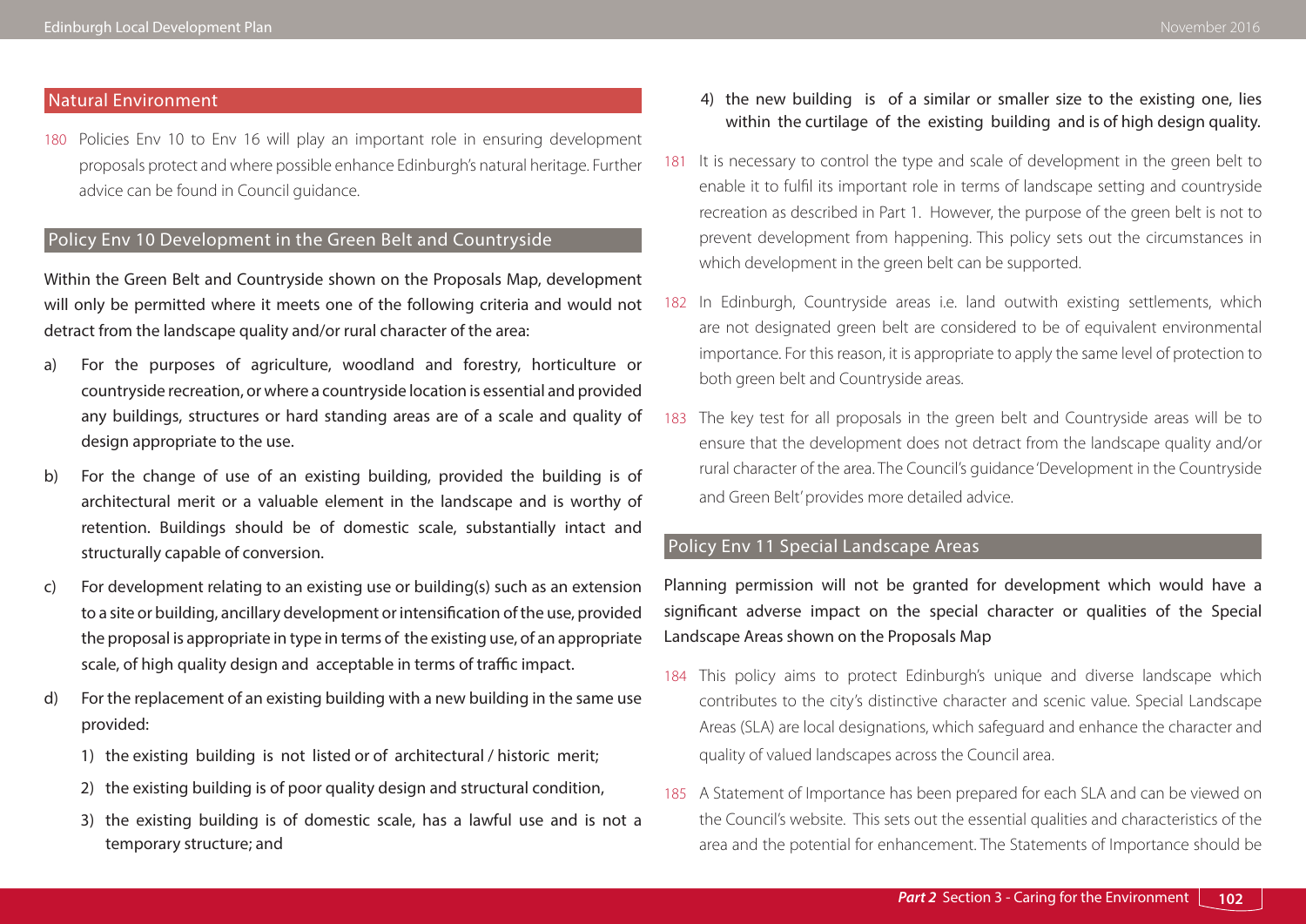## Natural Environment

180 Policies Env 10 to Env 16 will play an important role in ensuring development proposals protect and where possible enhance Edinburgh's natural heritage. Further advice can be found in Council guidance.

### Policy Env 10 Development in the Green Belt and Countryside

Within the Green Belt and Countryside shown on the Proposals Map, development will only be permitted where it meets one of the following criteria and would not detract from the landscape quality and/or rural character of the area:

a) For the purposes of agriculture, woodland and forestry, horticulture or countryside recreation, or where a countryside location is essential and provided any buildings, structures or hard standing areas are of a scale and quality of design appropriate to the use.

b) For the change of use of an existing building, provided the building is of architectural merit or a valuable element in the landscape and is worthy of retention. Buildings should be of domestic scale, substantially intact and structurally capable of conversion.

c) For development relating to an existing use or building(s) such as an extension to a site or building, ancillary development or intensification of the use, provided the proposal is appropriate in type in terms of the existing use, of an appropriate scale, of high quality design and acceptable in terms of traffic impact.

d) For the replacement of an existing building with a new building in the same use provided:

1) the existing building is not listed or of architectural / historic merit;
2) the existing building is of poor quality design and structural condition,
3) the existing building is of domestic scale, has a lawful use and is not a temporary structure; and
4) the new building is of a similar or smaller size to the existing one, lies within the curtilage of the existing building and is of high design quality.

181 It is necessary to control the type and scale of development in the green belt to enable it to fulfil its important role in terms of landscape setting and countryside recreation as described in Part 1. However, the purpose of the green belt is not to prevent development from happening. This policy sets out the circumstances in which development in the green belt can be supported.

182 In Edinburgh, Countryside areas i.e. land outwith existing settlements, which are not designated green belt are considered to be of equivalent environmental importance. For this reason, it is appropriate to apply the same level of protection to both green belt and Countryside areas.

183 The key test for all proposals in the green belt and Countryside areas will be to ensure that the development does not detract from the landscape quality and/or rural character of the area. The Council's guidance 'Development in the Countryside and Green Belt' provides more detailed advice.

### Policy Env 11 Special Landscape Areas

Planning permission will not be granted for development which would have a significant adverse impact on the special character or qualities of the Special Landscape Areas shown on the Proposals Map

184 This policy aims to protect Edinburgh's unique and diverse landscape which contributes to the city's distinctive character and scenic value. Special Landscape Areas (SLA) are local designations, which safeguard and enhance the character and quality of valued landscapes across the Council area.

185 A Statement of Importance has been prepared for each SLA and can be viewed on the Council's website. This sets out the essential qualities and characteristics of the area and the potential for enhancement. The Statements of Importance should be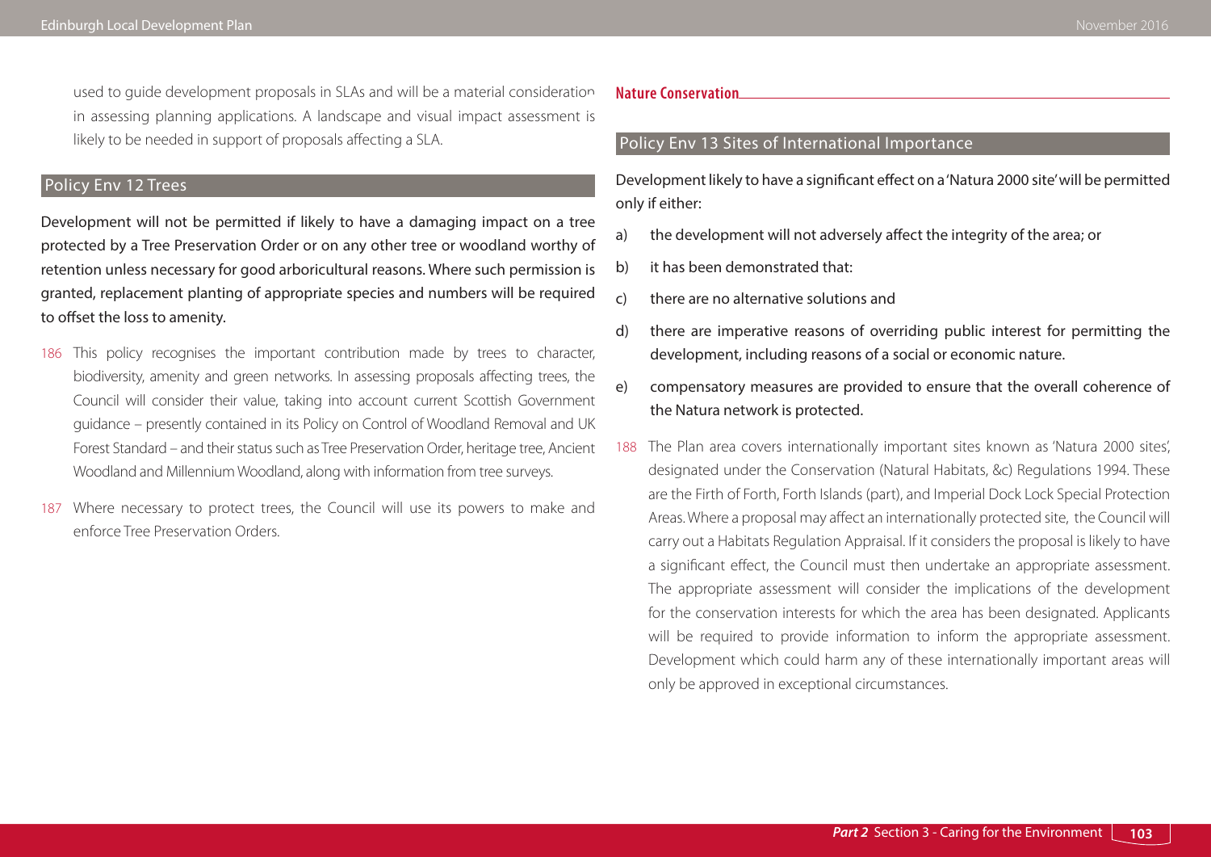used to guide development proposals in SLAs and will be a material consideration in assessing planning applications. A landscape and visual impact assessment is likely to be needed in support of proposals affecting a SLA.

## Policy Env 12 Trees

**Development will not be permitted if likely to have a damaging impact on a tree protected by a Tree Preservation Order or on any other tree or woodland worthy of retention unless necessary for good arboricultural reasons. Where such permission is granted, replacement planting of appropriate species and numbers will be required to offset the loss to amenity.**

186 This policy recognises the important contribution made by trees to character, biodiversity, amenity and green networks. In assessing proposals affecting trees, the Council will consider their value, taking into account current Scottish Government guidance – presently contained in its Policy on Control of Woodland Removal and UK Forest Standard – and their status such as Tree Preservation Order, heritage tree, Ancient Woodland and Millennium Woodland, along with information from tree surveys.

187 Where necessary to protect trees, the Council will use its powers to make and enforce Tree Preservation Orders.

## Nature Conservation

## Policy Env 13 Sites of International Importance

**Development likely to have a significant effect on a 'Natura 2000 site' will be permitted only if either:**

**a) the development will not adversely affect the integrity of the area; or**

**b) it has been demonstrated that:**

**c) there are no alternative solutions and**

**d) there are imperative reasons of overriding public interest for permitting the development, including reasons of a social or economic nature.**

**e) compensatory measures are provided to ensure that the overall coherence of the Natura network is protected.**

188 The Plan area covers internationally important sites known as 'Natura 2000 sites', designated under the Conservation (Natural Habitats, &c) Regulations 1994. These are the Firth of Forth, Forth Islands (part), and Imperial Dock Lock Special Protection Areas. Where a proposal may affect an internationally protected site, the Council will carry out a Habitats Regulation Appraisal. If it considers the proposal is likely to have a significant effect, the Council must then undertake an appropriate assessment. The appropriate assessment will consider the implications of the development for the conservation interests for which the area has been designated. Applicants will be required to provide information to inform the appropriate assessment. Development which could harm any of these internationally important areas will only be approved in exceptional circumstances.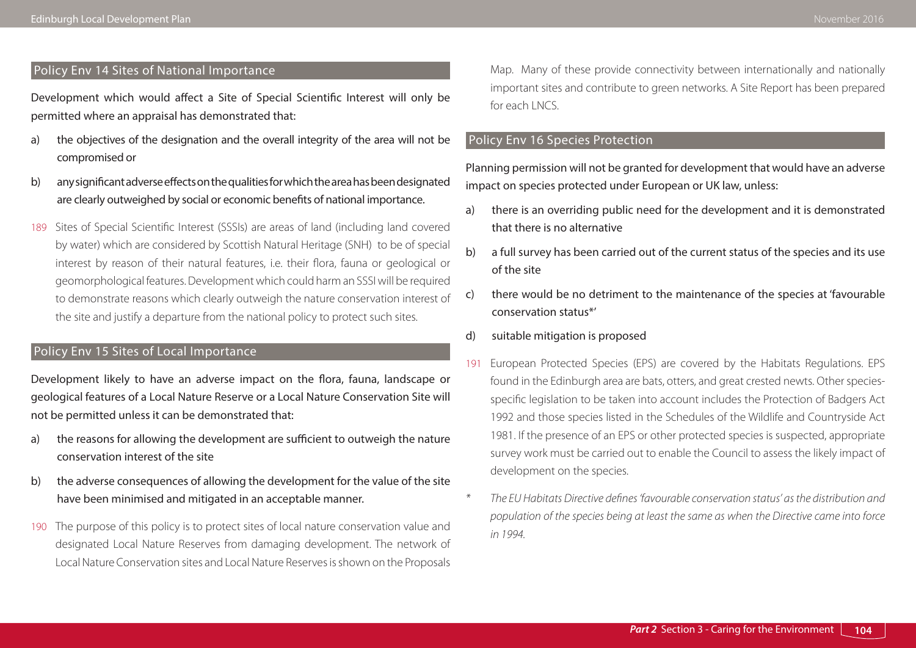## Policy Env 14 Sites of National Importance

**Development which would affect a Site of Special Scientific Interest will only be permitted where an appraisal has demonstrated that:**

a) **the objectives of the designation and the overall integrity of the area will not be compromised or**

b) **any significant adverse effects on the qualities for which the area has been designated are clearly outweighed by social or economic benefits of national importance.**

189 Sites of Special Scientific Interest (SSSIs) are areas of land (including land covered by water) which are considered by Scottish Natural Heritage (SNH) to be of special interest by reason of their natural features, i.e. their flora, fauna or geological or geomorphological features. Development which could harm an SSSI will be required to demonstrate reasons which clearly outweigh the nature conservation interest of the site and justify a departure from the national policy to protect such sites.

## Policy Env 15 Sites of Local Importance

**Development likely to have an adverse impact on the flora, fauna, landscape or geological features of a Local Nature Reserve or a Local Nature Conservation Site will not be permitted unless it can be demonstrated that:**

a) **the reasons for allowing the development are sufficient to outweigh the nature conservation interest of the site**

b) **the adverse consequences of allowing the development for the value of the site have been minimised and mitigated in an acceptable manner.**

190 The purpose of this policy is to protect sites of local nature conservation value and designated Local Nature Reserves from damaging development. The network of Local Nature Conservation sites and Local Nature Reserves is shown on the Proposals Map. Many of these provide connectivity between internationally and nationally important sites and contribute to green networks. A Site Report has been prepared for each LNCS.

## Policy Env 16 Species Protection

**Planning permission will not be granted for development that would have an adverse impact on species protected under European or UK law, unless:**

a) **there is an overriding public need for the development and it is demonstrated that there is no alternative**

b) **a full survey has been carried out of the current status of the species and its use of the site**

c) **there would be no detriment to the maintenance of the species at 'favourable conservation status*'**

d) **suitable mitigation is proposed**

191 European Protected Species (EPS) are covered by the Habitats Regulations. EPS found in the Edinburgh area are bats, otters, and great crested newts. Other species-specific legislation to be taken into account includes the Protection of Badgers Act 1992 and those species listed in the Schedules of the Wildlife and Countryside Act 1981. If the presence of an EPS or other protected species is suspected, appropriate survey work must be carried out to enable the Council to assess the likely impact of development on the species.

\* *The EU Habitats Directive defines 'favourable conservation status' as the distribution and population of the species being at least the same as when the Directive came into force in 1994.*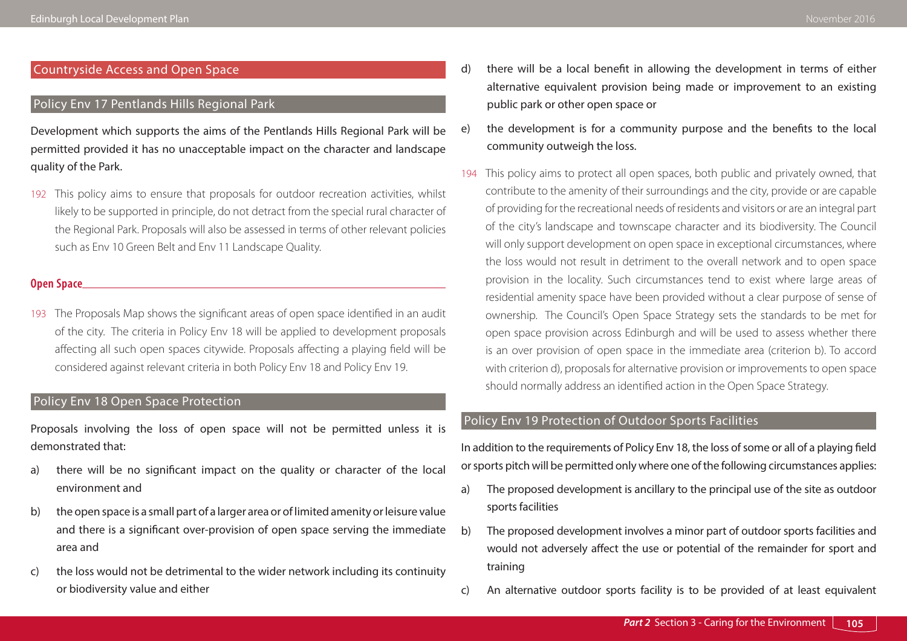## Countryside Access and Open Space

### Policy Env 17 Pentlands Hills Regional Park

Development which supports the aims of the Pentlands Hills Regional Park will be permitted provided it has no unacceptable impact on the character and landscape quality of the Park.

192 This policy aims to ensure that proposals for outdoor recreation activities, whilst likely to be supported in principle, do not detract from the special rural character of the Regional Park. Proposals will also be assessed in terms of other relevant policies such as Env 10 Green Belt and Env 11 Landscape Quality.

### Open Space

193 The Proposals Map shows the significant areas of open space identified in an audit of the city. The criteria in Policy Env 18 will be applied to development proposals affecting all such open spaces citywide. Proposals affecting a playing field will be considered against relevant criteria in both Policy Env 18 and Policy Env 19.

### Policy Env 18 Open Space Protection

Proposals involving the loss of open space will not be permitted unless it is demonstrated that:

a) there will be no significant impact on the quality or character of the local environment and

b) the open space is a small part of a larger area or of limited amenity or leisure value and there is a significant over-provision of open space serving the immediate area and

c) the loss would not be detrimental to the wider network including its continuity or biodiversity value and either

d) there will be a local benefit in allowing the development in terms of either alternative equivalent provision being made or improvement to an existing public park or other open space or

e) the development is for a community purpose and the benefits to the local community outweigh the loss.

194 This policy aims to protect all open spaces, both public and privately owned, that contribute to the amenity of their surroundings and the city, provide or are capable of providing for the recreational needs of residents and visitors or are an integral part of the city's landscape and townscape character and its biodiversity. The Council will only support development on open space in exceptional circumstances, where the loss would not result in detriment to the overall network and to open space provision in the locality. Such circumstances tend to exist where large areas of residential amenity space have been provided without a clear purpose of sense of ownership. The Council's Open Space Strategy sets the standards to be met for open space provision across Edinburgh and will be used to assess whether there is an over provision of open space in the immediate area (criterion b). To accord with criterion d), proposals for alternative provision or improvements to open space should normally address an identified action in the Open Space Strategy.

### Policy Env 19 Protection of Outdoor Sports Facilities

In addition to the requirements of Policy Env 18, the loss of some or all of a playing field or sports pitch will be permitted only where one of the following circumstances applies:

a) The proposed development is ancillary to the principal use of the site as outdoor sports facilities

b) The proposed development involves a minor part of outdoor sports facilities and would not adversely affect the use or potential of the remainder for sport and training

c) An alternative outdoor sports facility is to be provided of at least equivalent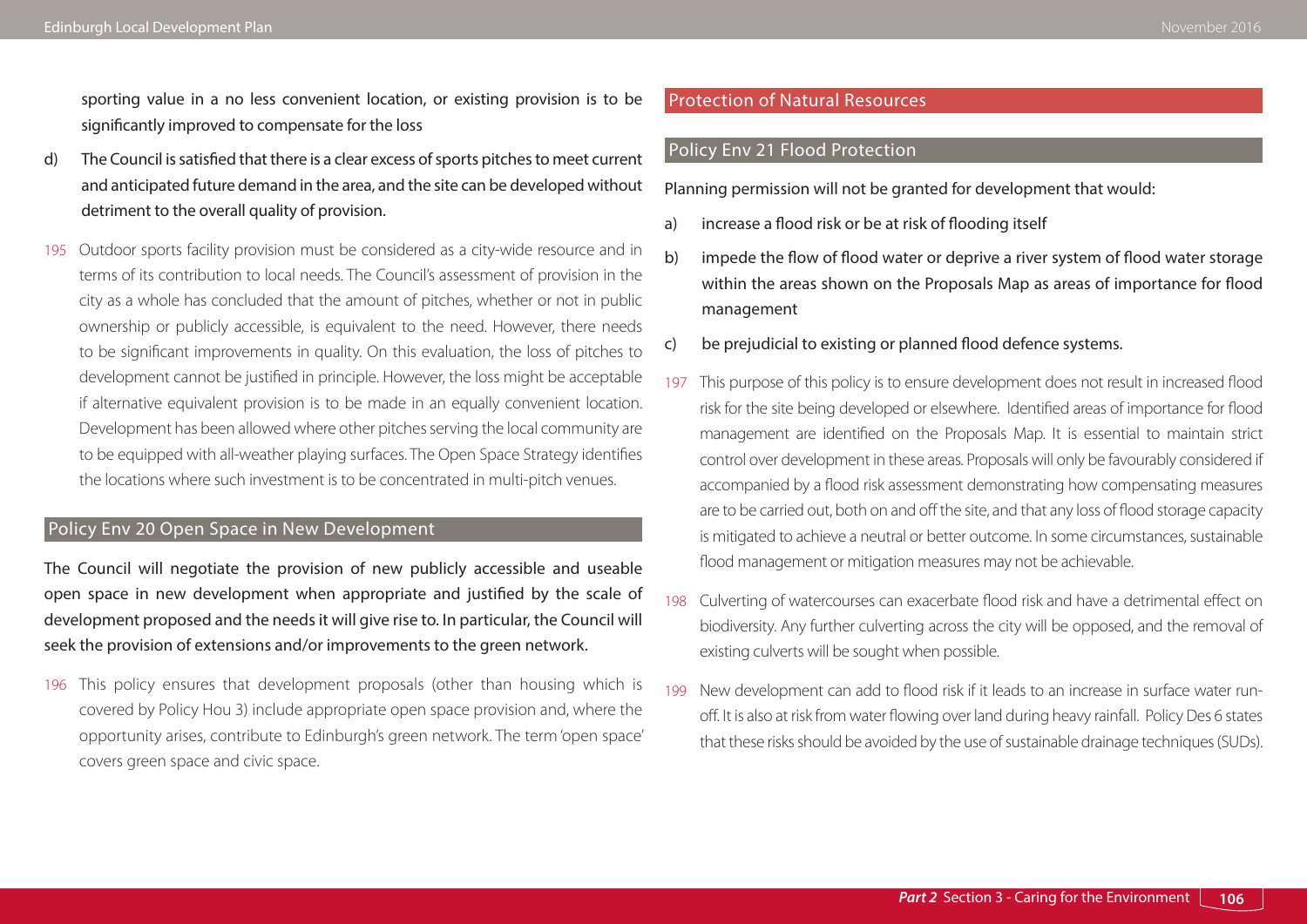sporting value in a no less convenient location, or existing provision is to be significantly improved to compensate for the loss

d) The Council is satisfied that there is a clear excess of sports pitches to meet current and anticipated future demand in the area, and the site can be developed without detriment to the overall quality of provision.

195 Outdoor sports facility provision must be considered as a city-wide resource and in terms of its contribution to local needs. The Council's assessment of provision in the city as a whole has concluded that the amount of pitches, whether or not in public ownership or publicly accessible, is equivalent to the need. However, there needs to be significant improvements in quality. On this evaluation, the loss of pitches to development cannot be justified in principle. However, the loss might be acceptable if alternative equivalent provision is to be made in an equally convenient location. Development has been allowed where other pitches serving the local community are to be equipped with all-weather playing surfaces. The Open Space Strategy identifies the locations where such investment is to be concentrated in multi-pitch venues.

### Policy Env 20 Open Space in New Development

The Council will negotiate the provision of new publicly accessible and useable open space in new development when appropriate and justified by the scale of development proposed and the needs it will give rise to. In particular, the Council will seek the provision of extensions and/or improvements to the green network.

196 This policy ensures that development proposals (other than housing which is covered by Policy Hou 3) include appropriate open space provision and, where the opportunity arises, contribute to Edinburgh's green network. The term 'open space' covers green space and civic space.

## Protection of Natural Resources

### Policy Env 21 Flood Protection

Planning permission will not be granted for development that would:

a) increase a flood risk or be at risk of flooding itself

b) impede the flow of flood water or deprive a river system of flood water storage within the areas shown on the Proposals Map as areas of importance for flood management

c) be prejudicial to existing or planned flood defence systems.

197 This purpose of this policy is to ensure development does not result in increased flood risk for the site being developed or elsewhere. Identified areas of importance for flood management are identified on the Proposals Map. It is essential to maintain strict control over development in these areas. Proposals will only be favourably considered if accompanied by a flood risk assessment demonstrating how compensating measures are to be carried out, both on and off the site, and that any loss of flood storage capacity is mitigated to achieve a neutral or better outcome. In some circumstances, sustainable flood management or mitigation measures may not be achievable.

198 Culverting of watercourses can exacerbate flood risk and have a detrimental effect on biodiversity. Any further culverting across the city will be opposed, and the removal of existing culverts will be sought when possible.

199 New development can add to flood risk if it leads to an increase in surface water run-off. It is also at risk from water flowing over land during heavy rainfall. Policy Des 6 states that these risks should be avoided by the use of sustainable drainage techniques (SUDs).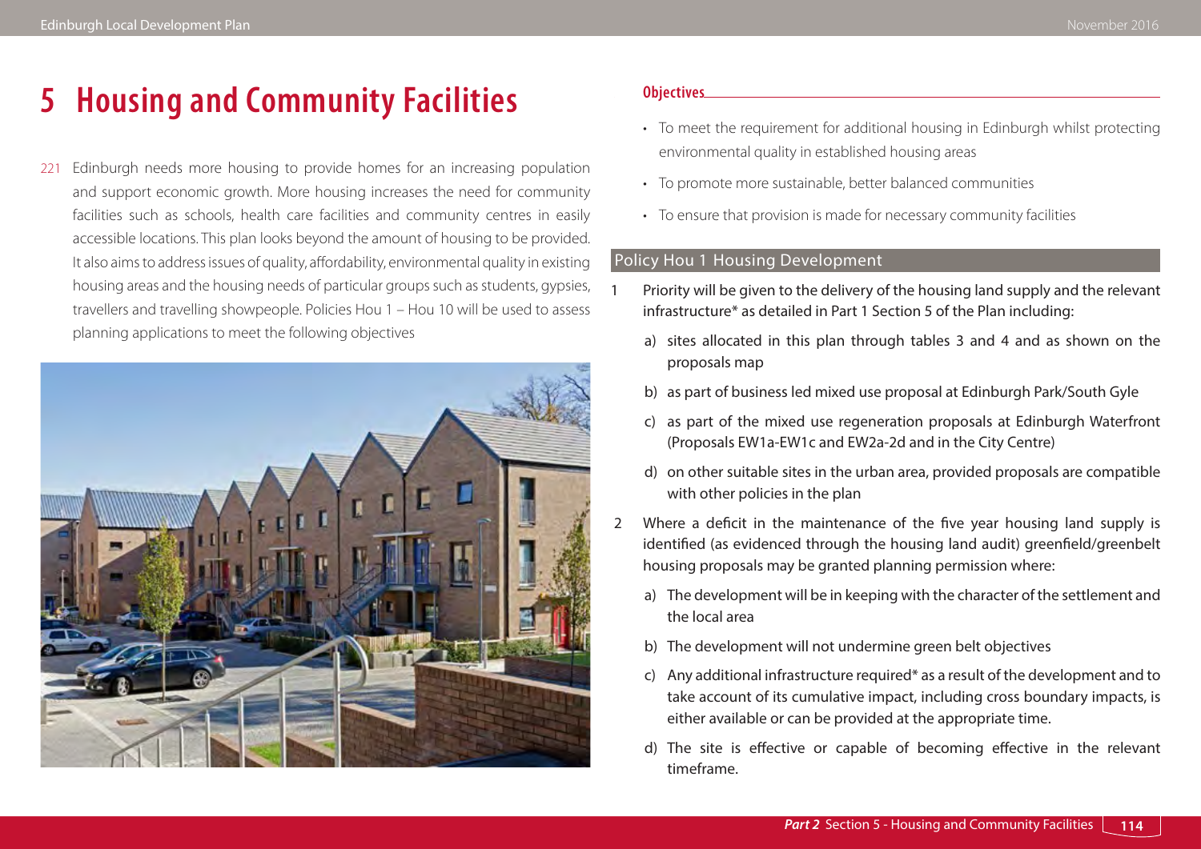# 5 Housing and Community Facilities

221 Edinburgh needs more housing to provide homes for an increasing population and support economic growth. More housing increases the need for community facilities such as schools, health care facilities and community centres in easily accessible locations. This plan looks beyond the amount of housing to be provided. It also aims to address issues of quality, affordability, environmental quality in existing housing areas and the housing needs of particular groups such as students, gypsies, travellers and travelling showpeople. Policies Hou 1 – Hou 10 will be used to assess planning applications to meet the following objectives

**Objectives**

- To meet the requirement for additional housing in Edinburgh whilst protecting environmental quality in established housing areas
- To promote more sustainable, better balanced communities
- To ensure that provision is made for necessary community facilities

## Policy Hou 1 Housing Development

1. Priority will be given to the delivery of the housing land supply and the relevant infrastructure* as detailed in Part 1 Section 5 of the Plan including:
   a) sites allocated in this plan through tables 3 and 4 and as shown on the proposals map
   b) as part of business led mixed use proposal at Edinburgh Park/South Gyle
   c) as part of the mixed use regeneration proposals at Edinburgh Waterfront (Proposals EW1a-EW1c and EW2a-2d and in the City Centre)
   d) on other suitable sites in the urban area, provided proposals are compatible with other policies in the plan
2. Where a deficit in the maintenance of the five year housing land supply is identified (as evidenced through the housing land audit) greenfield/greenbelt housing proposals may be granted planning permission where:
   a) The development will be in keeping with the character of the settlement and the local area
   b) The development will not undermine green belt objectives
   c) Any additional infrastructure required* as a result of the development and to take account of its cumulative impact, including cross boundary impacts, is either available or can be provided at the appropriate time.
   d) The site is effective or capable of becoming effective in the relevant timeframe.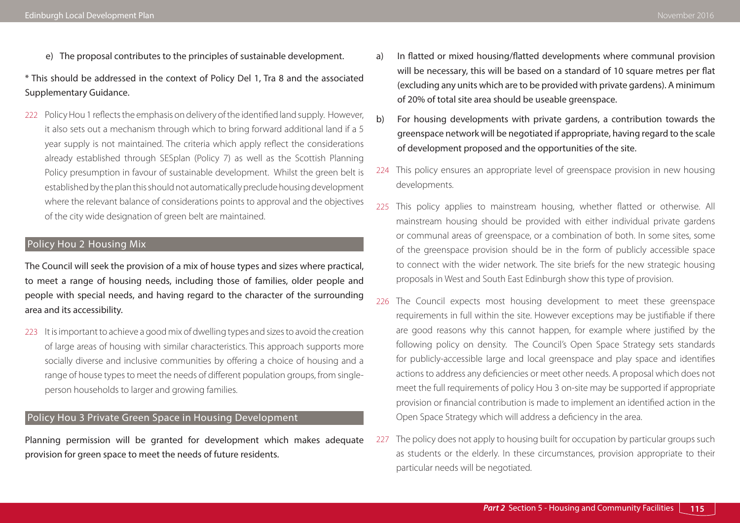e) The proposal contributes to the principles of sustainable development.

* This should be addressed in the context of Policy Del 1, Tra 8 and the associated Supplementary Guidance.

222 Policy Hou 1 reflects the emphasis on delivery of the identified land supply. However, it also sets out a mechanism through which to bring forward additional land if a 5 year supply is not maintained. The criteria which apply reflect the considerations already established through SESplan (Policy 7) as well as the Scottish Planning Policy presumption in favour of sustainable development. Whilst the green belt is established by the plan this should not automatically preclude housing development where the relevant balance of considerations points to approval and the objectives of the city wide designation of green belt are maintained.

## Policy Hou 2 Housing Mix

The Council will seek the provision of a mix of house types and sizes where practical, to meet a range of housing needs, including those of families, older people and people with special needs, and having regard to the character of the surrounding area and its accessibility.

223 It is important to achieve a good mix of dwelling types and sizes to avoid the creation of large areas of housing with similar characteristics. This approach supports more socially diverse and inclusive communities by offering a choice of housing and a range of house types to meet the needs of different population groups, from single-person households to larger and growing families.

## Policy Hou 3 Private Green Space in Housing Development

Planning permission will be granted for development which makes adequate provision for green space to meet the needs of future residents.

a) In flatted or mixed housing/flatted developments where communal provision will be necessary, this will be based on a standard of 10 square metres per flat (excluding any units which are to be provided with private gardens). A minimum of 20% of total site area should be useable greenspace.

b) For housing developments with private gardens, a contribution towards the greenspace network will be negotiated if appropriate, having regard to the scale of development proposed and the opportunities of the site.

224 This policy ensures an appropriate level of greenspace provision in new housing developments.

225 This policy applies to mainstream housing, whether flatted or otherwise. All mainstream housing should be provided with either individual private gardens or communal areas of greenspace, or a combination of both. In some sites, some of the greenspace provision should be in the form of publicly accessible space to connect with the wider network. The site briefs for the new strategic housing proposals in West and South East Edinburgh show this type of provision.

226 The Council expects most housing development to meet these greenspace requirements in full within the site. However exceptions may be justifiable if there are good reasons why this cannot happen, for example where justified by the following policy on density. The Council's Open Space Strategy sets standards for publicly-accessible large and local greenspace and play space and identifies actions to address any deficiencies or meet other needs. A proposal which does not meet the full requirements of policy Hou 3 on-site may be supported if appropriate provision or financial contribution is made to implement an identified action in the Open Space Strategy which will address a deficiency in the area.

227 The policy does not apply to housing built for occupation by particular groups such as students or the elderly. In these circumstances, provision appropriate to their particular needs will be negotiated.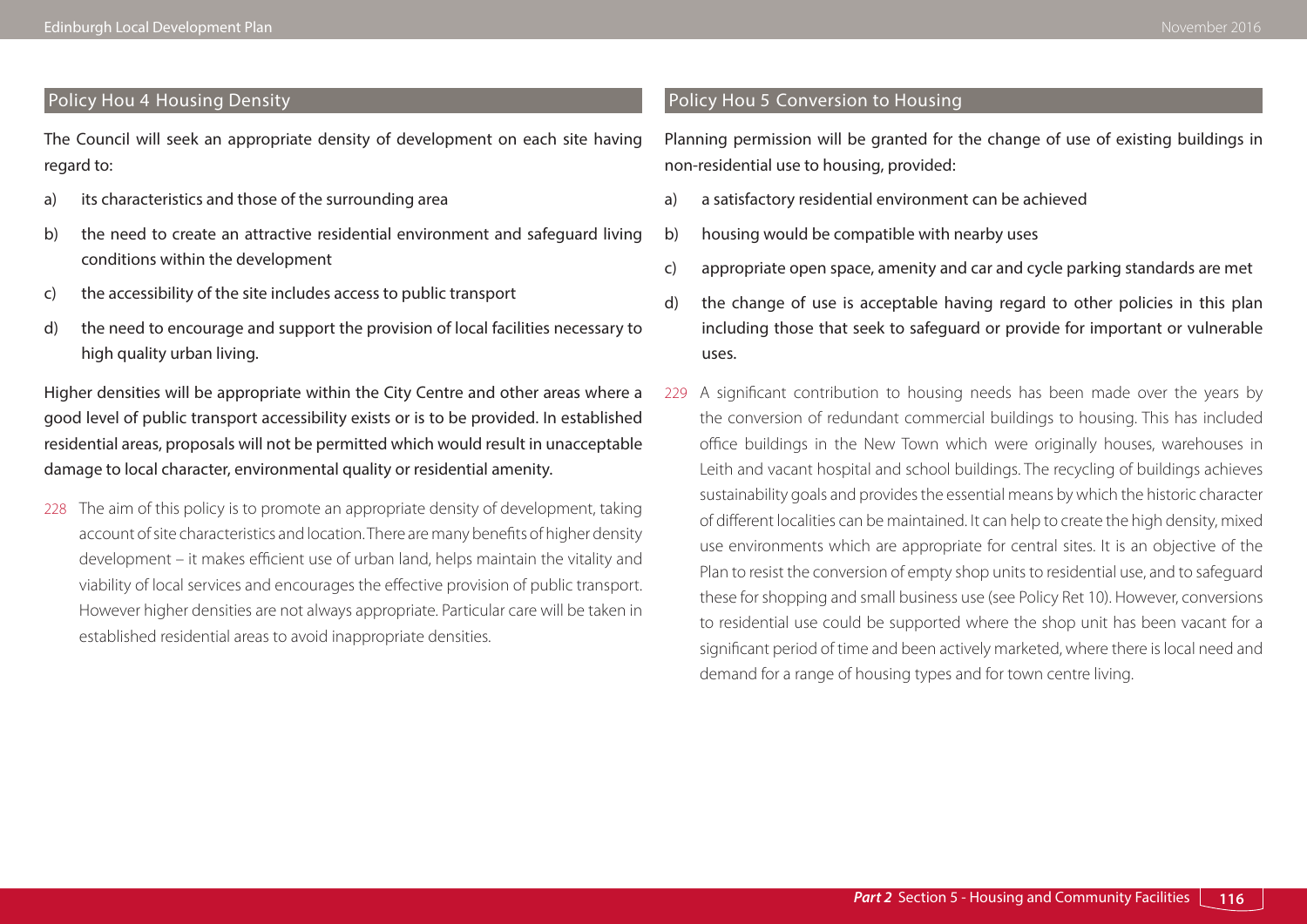## Policy Hou 4 Housing Density

The Council will seek an appropriate density of development on each site having regard to:

a) its characteristics and those of the surrounding area

b) the need to create an attractive residential environment and safeguard living conditions within the development

c) the accessibility of the site includes access to public transport

d) the need to encourage and support the provision of local facilities necessary to high quality urban living.

Higher densities will be appropriate within the City Centre and other areas where a good level of public transport accessibility exists or is to be provided. In established residential areas, proposals will not be permitted which would result in unacceptable damage to local character, environmental quality or residential amenity.

228 The aim of this policy is to promote an appropriate density of development, taking account of site characteristics and location. There are many benefits of higher density development – it makes efficient use of urban land, helps maintain the vitality and viability of local services and encourages the effective provision of public transport. However higher densities are not always appropriate. Particular care will be taken in established residential areas to avoid inappropriate densities.

## Policy Hou 5 Conversion to Housing

Planning permission will be granted for the change of use of existing buildings in non-residential use to housing, provided:

a) a satisfactory residential environment can be achieved

b) housing would be compatible with nearby uses

c) appropriate open space, amenity and car and cycle parking standards are met

d) the change of use is acceptable having regard to other policies in this plan including those that seek to safeguard or provide for important or vulnerable uses.

229 A significant contribution to housing needs has been made over the years by the conversion of redundant commercial buildings to housing. This has included office buildings in the New Town which were originally houses, warehouses in Leith and vacant hospital and school buildings. The recycling of buildings achieves sustainability goals and provides the essential means by which the historic character of different localities can be maintained. It can help to create the high density, mixed use environments which are appropriate for central sites. It is an objective of the Plan to resist the conversion of empty shop units to residential use, and to safeguard these for shopping and small business use (see Policy Ret 10). However, conversions to residential use could be supported where the shop unit has been vacant for a significant period of time and been actively marketed, where there is local need and demand for a range of housing types and for town centre living.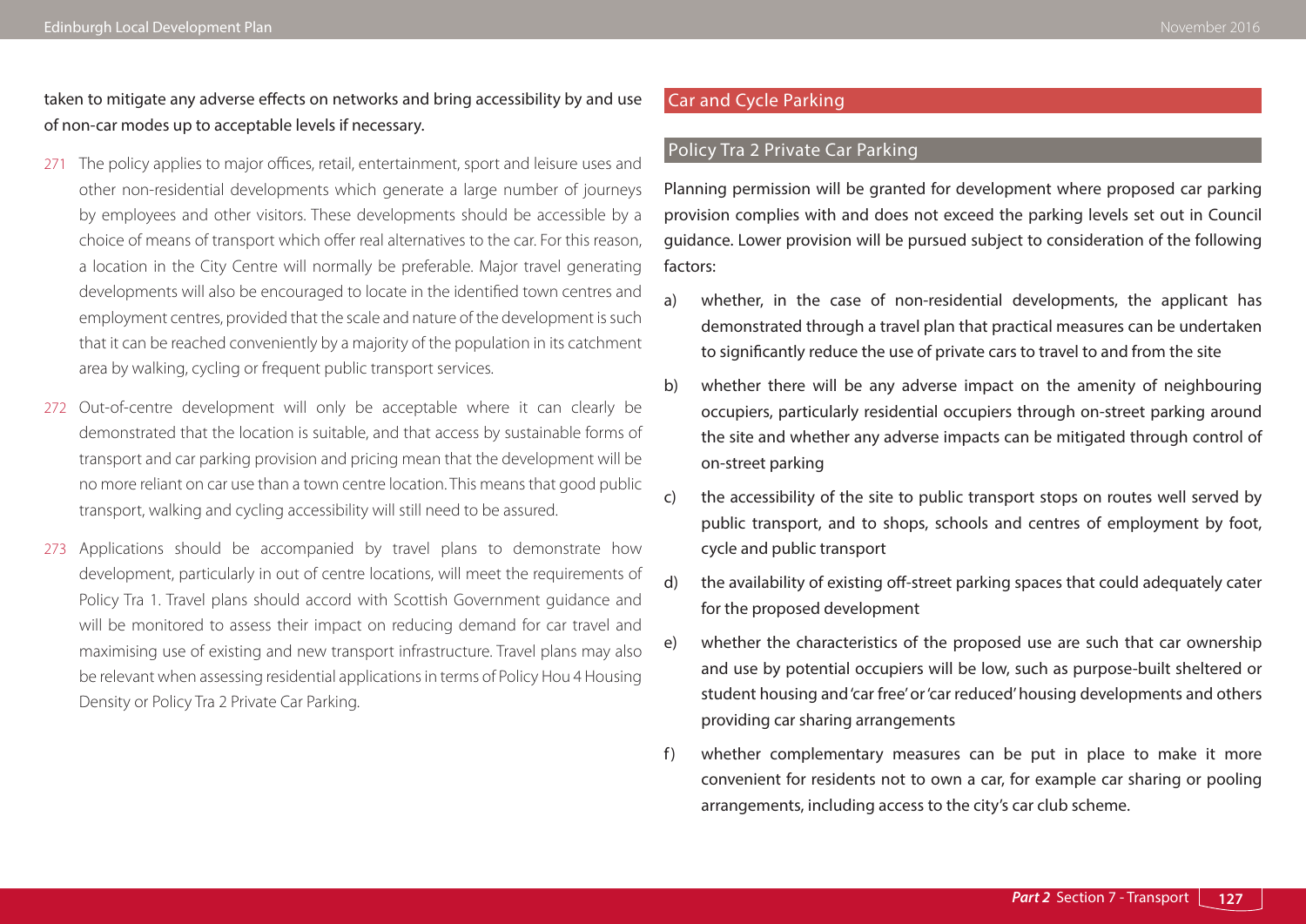**taken to mitigate any adverse effects on networks and bring accessibility by and use of non-car modes up to acceptable levels if necessary.**

271 The policy applies to major offices, retail, entertainment, sport and leisure uses and other non-residential developments which generate a large number of journeys by employees and other visitors. These developments should be accessible by a choice of means of transport which offer real alternatives to the car. For this reason, a location in the City Centre will normally be preferable. Major travel generating developments will also be encouraged to locate in the identified town centres and employment centres, provided that the scale and nature of the development is such that it can be reached conveniently by a majority of the population in its catchment area by walking, cycling or frequent public transport services.

272 Out-of-centre development will only be acceptable where it can clearly be demonstrated that the location is suitable, and that access by sustainable forms of transport and car parking provision and pricing mean that the development will be no more reliant on car use than a town centre location. This means that good public transport, walking and cycling accessibility will still need to be assured.

273 Applications should be accompanied by travel plans to demonstrate how development, particularly in out of centre locations, will meet the requirements of Policy Tra 1. Travel plans should accord with Scottish Government guidance and will be monitored to assess their impact on reducing demand for car travel and maximising use of existing and new transport infrastructure. Travel plans may also be relevant when assessing residential applications in terms of Policy Hou 4 Housing Density or Policy Tra 2 Private Car Parking.

## Car and Cycle Parking

### Policy Tra 2 Private Car Parking

Planning permission will be granted for development where proposed car parking provision complies with and does not exceed the parking levels set out in Council guidance. Lower provision will be pursued subject to consideration of the following factors:

a) whether, in the case of non-residential developments, the applicant has demonstrated through a travel plan that practical measures can be undertaken to significantly reduce the use of private cars to travel to and from the site

b) whether there will be any adverse impact on the amenity of neighbouring occupiers, particularly residential occupiers through on-street parking around the site and whether any adverse impacts can be mitigated through control of on-street parking

c) the accessibility of the site to public transport stops on routes well served by public transport, and to shops, schools and centres of employment by foot, cycle and public transport

d) the availability of existing off-street parking spaces that could adequately cater for the proposed development

e) whether the characteristics of the proposed use are such that car ownership and use by potential occupiers will be low, such as purpose-built sheltered or student housing and 'car free' or 'car reduced' housing developments and others providing car sharing arrangements

f) whether complementary measures can be put in place to make it more convenient for residents not to own a car, for example car sharing or pooling arrangements, including access to the city's car club scheme.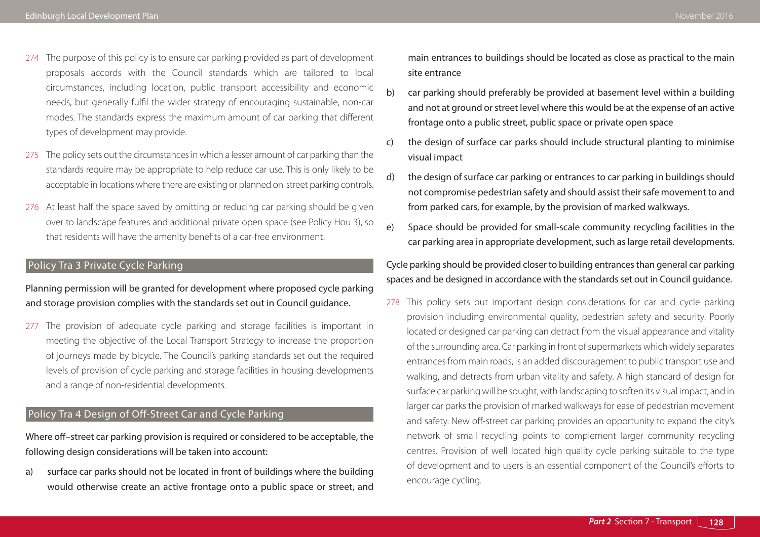274 The purpose of this policy is to ensure car parking provided as part of development proposals accords with the Council standards which are tailored to local circumstances, including location, public transport accessibility and economic needs, but generally fulfil the wider strategy of encouraging sustainable, non-car modes. The standards express the maximum amount of car parking that different types of development may provide.

275 The policy sets out the circumstances in which a lesser amount of car parking than the standards require may be appropriate to help reduce car use. This is only likely to be acceptable in locations where there are existing or planned on-street parking controls.

276 At least half the space saved by omitting or reducing car parking should be given over to landscape features and additional private open space (see Policy Hou 3), so that residents will have the amenity benefits of a car-free environment.

## Policy Tra 3 Private Cycle Parking

Planning permission will be granted for development where proposed cycle parking and storage provision complies with the standards set out in Council guidance.

277 The provision of adequate cycle parking and storage facilities is important in meeting the objective of the Local Transport Strategy to increase the proportion of journeys made by bicycle. The Council's parking standards set out the required levels of provision of cycle parking and storage facilities in housing developments and a range of non-residential developments.

## Policy Tra 4 Design of Off-Street Car and Cycle Parking

Where off–street car parking provision is required or considered to be acceptable, the following design considerations will be taken into account:

a) surface car parks should not be located in front of buildings where the building would otherwise create an active frontage onto a public space or street, and main entrances to buildings should be located as close as practical to the main site entrance

b) car parking should preferably be provided at basement level within a building and not at ground or street level where this would be at the expense of an active frontage onto a public street, public space or private open space

c) the design of surface car parks should include structural planting to minimise visual impact

d) the design of surface car parking or entrances to car parking in buildings should not compromise pedestrian safety and should assist their safe movement to and from parked cars, for example, by the provision of marked walkways.

e) Space should be provided for small-scale community recycling facilities in the car parking area in appropriate development, such as large retail developments.

Cycle parking should be provided closer to building entrances than general car parking spaces and be designed in accordance with the standards set out in Council guidance.

278 This policy sets out important design considerations for car and cycle parking provision including environmental quality, pedestrian safety and security. Poorly located or designed car parking can detract from the visual appearance and vitality of the surrounding area. Car parking in front of supermarkets which widely separates entrances from main roads, is an added discouragement to public transport use and walking, and detracts from urban vitality and safety. A high standard of design for surface car parking will be sought, with landscaping to soften its visual impact, and in larger car parks the provision of marked walkways for ease of pedestrian movement and safety. New off-street car parking provides an opportunity to expand the city's network of small recycling points to complement larger community recycling centres. Provision of well located high quality cycle parking suitable to the type of development and to users is an essential component of the Council's efforts to encourage cycling.